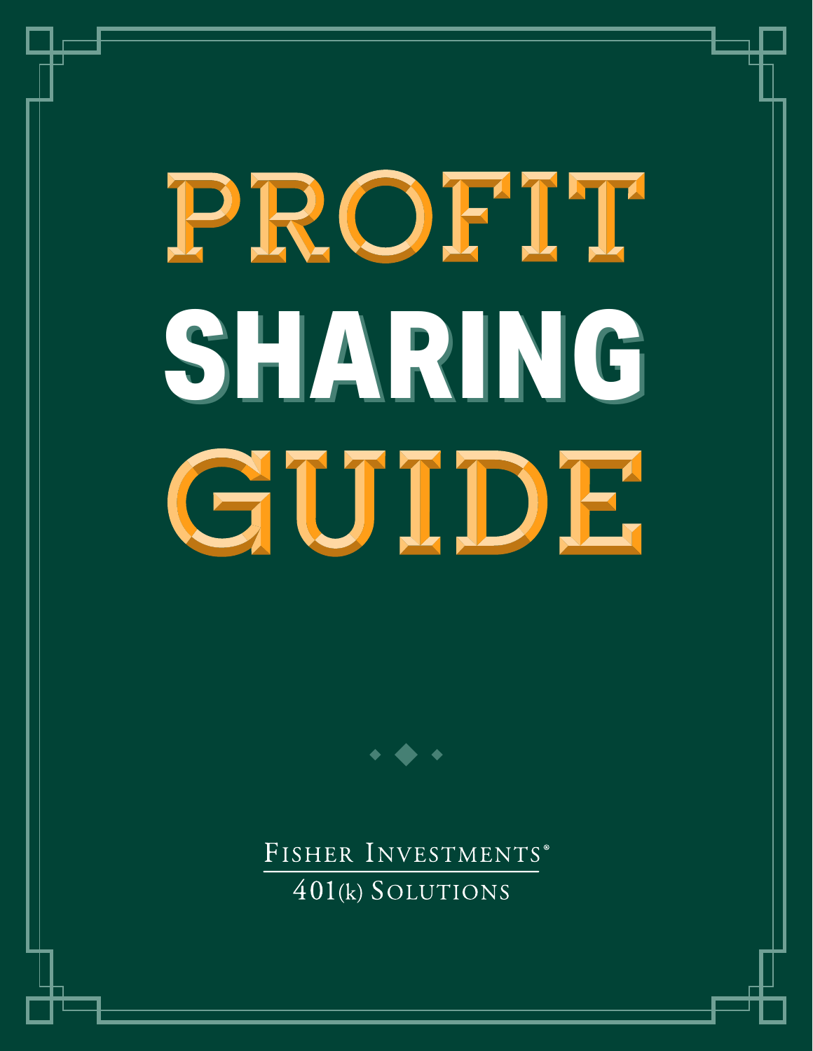# PROFIT SHARING GUIDE

Fisher Investments®

401(k) Solutions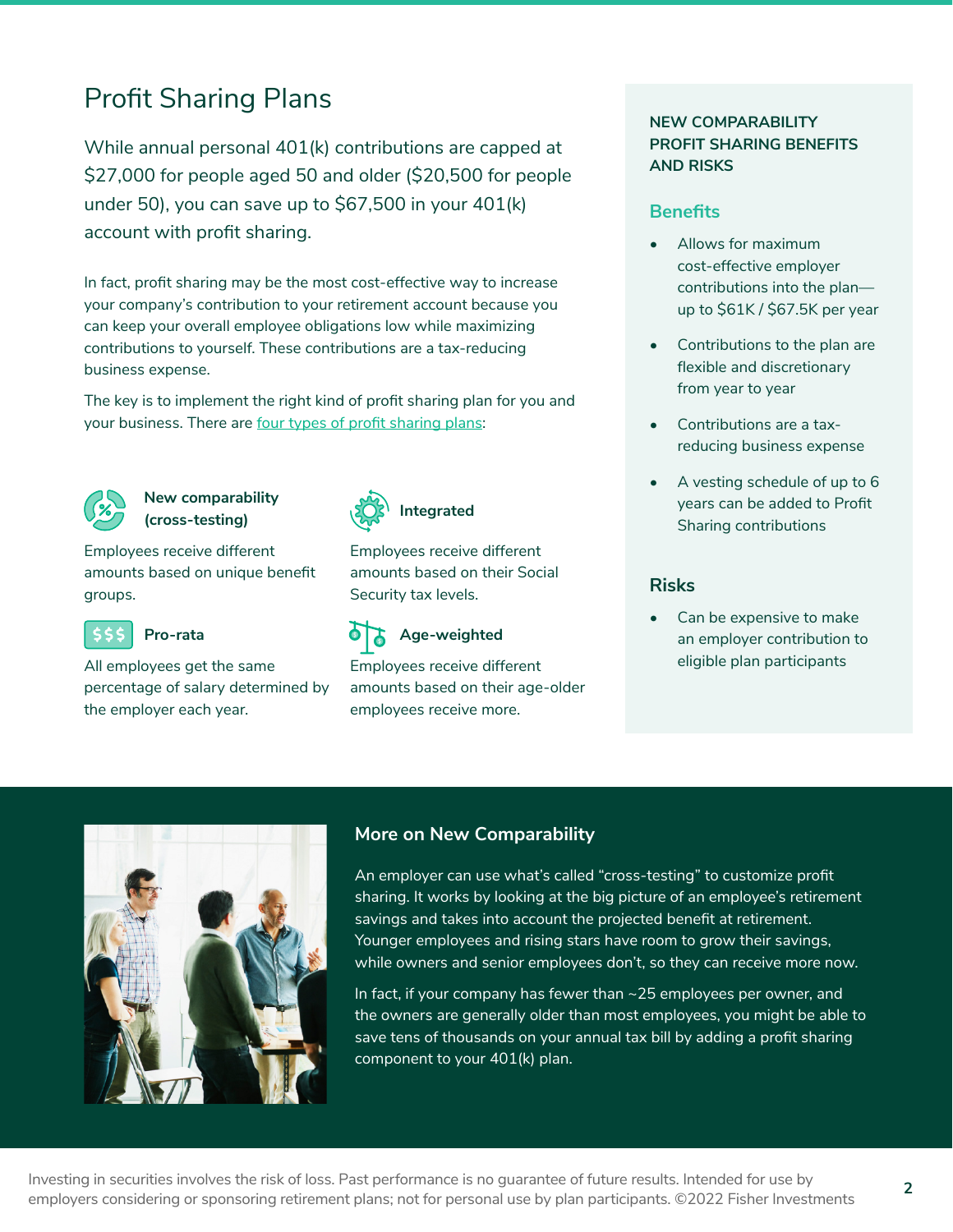# Profit Sharing Plans

While annual personal 401(k) contributions are capped at $27,000 for people aged 50 and older ($20,500 for people under 50), you can save up to $67,500 in your 401(k) account with profit sharing.

In fact, profit sharing may be the most cost-effective way to increase your company's contribution to your retirement account because you can keep your overall employee obligations low while maximizing contributions to yourself. These contributions are a tax-reducing business expense.

The key is to implement the right kind of profit sharing plan for you and your business. There are four types of profit sharing plans:

### New comparability (cross-testing)

Employees receive different amounts based on unique benefit groups.

### Integrated

Employees receive different amounts based on their Social Security tax levels.

### Pro-rata

All employees get the same percentage of salary determined by the employer each year.

### Age-weighted

Employees receive different amounts based on their age-older employees receive more.

## NEW COMPARABILITY PROFIT SHARING BENEFITS AND RISKS

### Benefits

- Allows for maximum cost-effective employer contributions into the plan—up to $61K / $67.5K per year
- Contributions to the plan are flexible and discretionary from year to year
- Contributions are a tax-reducing business expense
- A vesting schedule of up to 6 years can be added to Profit Sharing contributions

### Risks

- Can be expensive to make an employer contribution to eligible plan participants

## More on New Comparability

An employer can use what's called "cross-testing" to customize profit sharing. It works by looking at the big picture of an employee's retirement savings and takes into account the projected benefit at retirement. Younger employees and rising stars have room to grow their savings, while owners and senior employees don't, so they can receive more now.

In fact, if your company has fewer than ~25 employees per owner, and the owners are generally older than most employees, you might be able to save tens of thousands on your annual tax bill by adding a profit sharing component to your 401(k) plan.

Investing in securities involves the risk of loss. Past performance is no guarantee of future results. Intended for use by employers considering or sponsoring retirement plans; not for personal use by plan participants. ©2022 Fisher Investments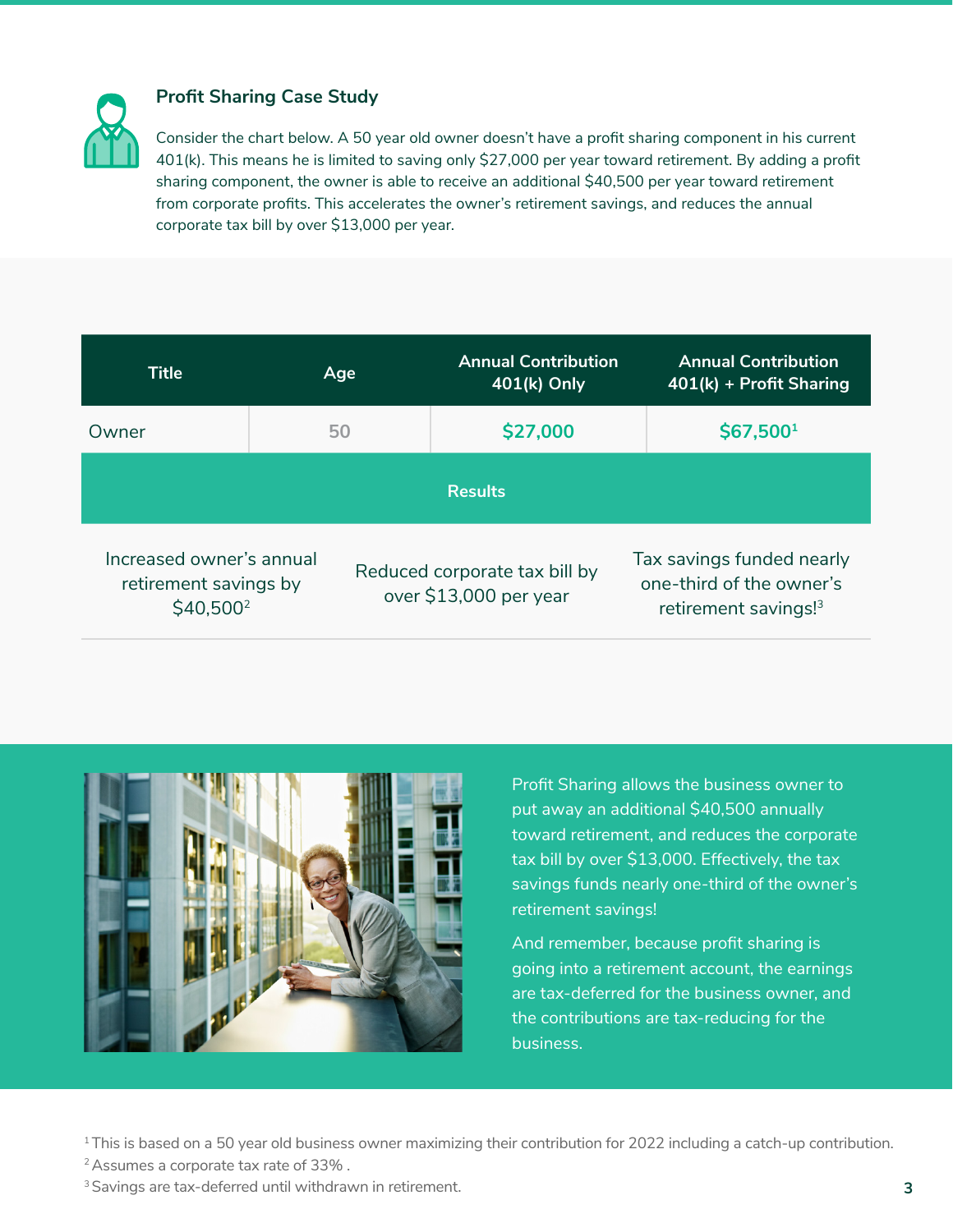### Profit Sharing Case Study

Consider the chart below. A 50 year old owner doesn't have a profit sharing component in his current 401(k). This means he is limited to saving only $27,000 per year toward retirement. By adding a profit sharing component, the owner is able to receive an additional $40,500 per year toward retirement from corporate profits. This accelerates the owner's retirement savings, and reduces the annual corporate tax bill by over $13,000 per year.

| Title | Age | Annual Contribution 401(k) Only | Annual Contribution 401(k) + Profit Sharing |
|---|---|---|---|
| Owner | 50 | $27,000 | $67,500[1] |

**Results**

| Increased owner's annual retirement savings by $40,500[2] | Reduced corporate tax bill by over $13,000 per year | Tax savings funded nearly one-third of the owner's retirement savings![3] |
|---|---|---|

Profit Sharing allows the business owner to put away an additional $40,500 annually toward retirement, and reduces the corporate tax bill by over $13,000. Effectively, the tax savings funds nearly one-third of the owner's retirement savings!

And remember, because profit sharing is going into a retirement account, the earnings are tax-deferred for the business owner, and the contributions are tax-reducing for the business.

[1] This is based on a 50 year old business owner maximizing their contribution for 2022 including a catch-up contribution.
[2] Assumes a corporate tax rate of 33% .
[3] Savings are tax-deferred until withdrawn in retirement.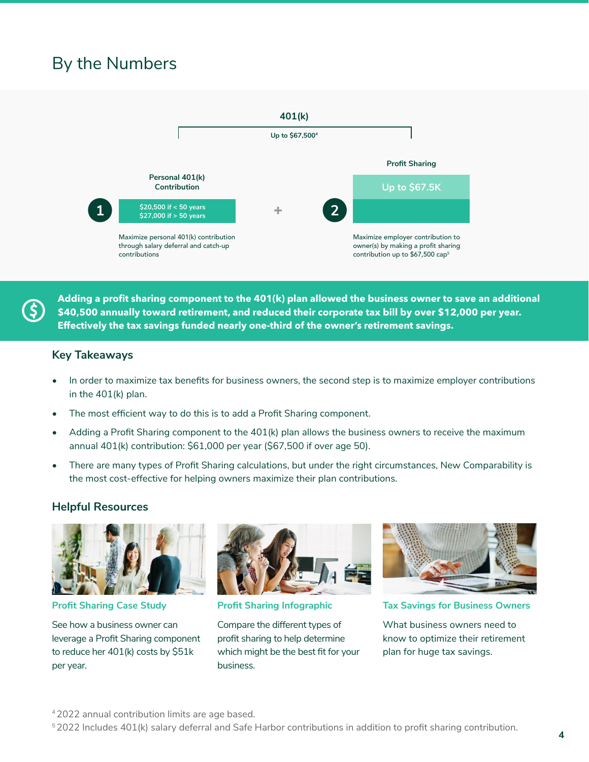# By the Numbers

**401(k)**

Up to $67,500[4]

**Personal 401(k) Contribution**

1 — $20,500 if < 50 years
$27,000 if > 50 years

Maximize personal 401(k) contribution through salary deferral and catch-up contributions

+

**Profit Sharing**

2 — Up to $67.5K

Maximize employer contribution to owner(s) by making a profit sharing contribution up to $67,500 cap[5]

**Adding a profit sharing component to the 401(k) plan allowed the business owner to save an additional $40,500 annually toward retirement, and reduced their corporate tax bill by over $12,000 per year. Effectively the tax savings funded nearly one-third of the owner's retirement savings.**

## Key Takeaways

- In order to maximize tax benefits for business owners, the second step is to maximize employer contributions in the 401(k) plan.
- The most efficient way to do this is to add a Profit Sharing component.
- Adding a Profit Sharing component to the 401(k) plan allows the business owners to receive the maximum annual 401(k) contribution: $61,000 per year ($67,500 if over age 50).
- There are many types of Profit Sharing calculations, but under the right circumstances, New Comparability is the most cost-effective for helping owners maximize their plan contributions.

## Helpful Resources

### Profit Sharing Case Study

See how a business owner can leverage a Profit Sharing component to reduce her 401(k) costs by $51k per year.

### Profit Sharing Infographic

Compare the different types of profit sharing to help determine which might be the best fit for your business.

### Tax Savings for Business Owners

What business owners need to know to optimize their retirement plan for huge tax savings.

[4] 2022 annual contribution limits are age based.

[5] 2022 Includes 401(k) salary deferral and Safe Harbor contributions in addition to profit sharing contribution.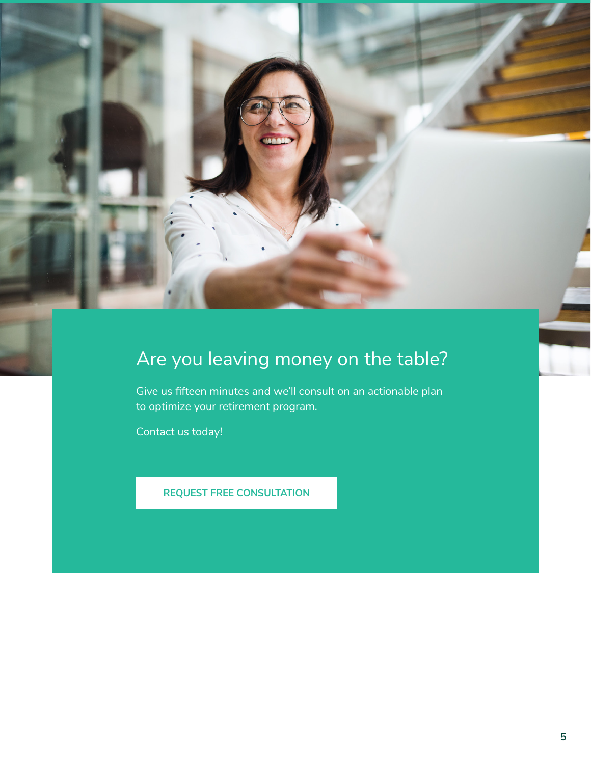## Are you leaving money on the table?

Give us fifteen minutes and we'll consult on an actionable plan to optimize your retirement program.

Contact us today!

**REQUEST FREE CONSULTATION**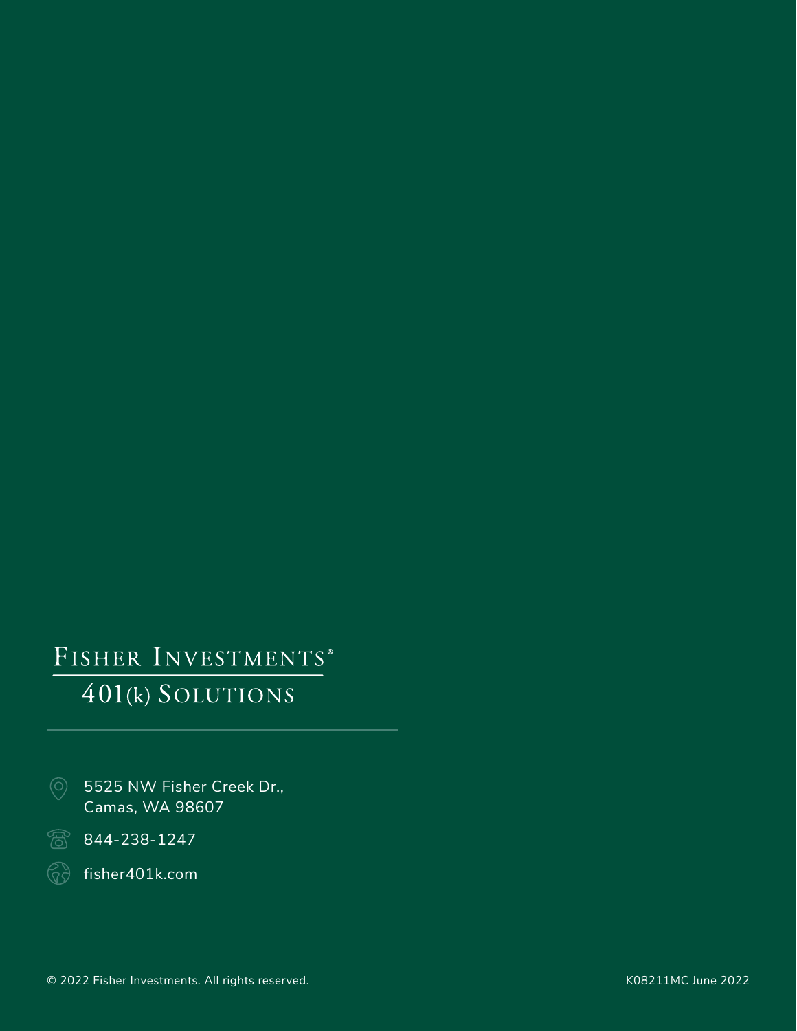FISHER INVESTMENTS®

401(k) SOLUTIONS

5525 NW Fisher Creek Dr.,
Camas, WA 98607

844-238-1247

fisher401k.com

© 2022 Fisher Investments. All rights reserved.

K08211MC June 2022